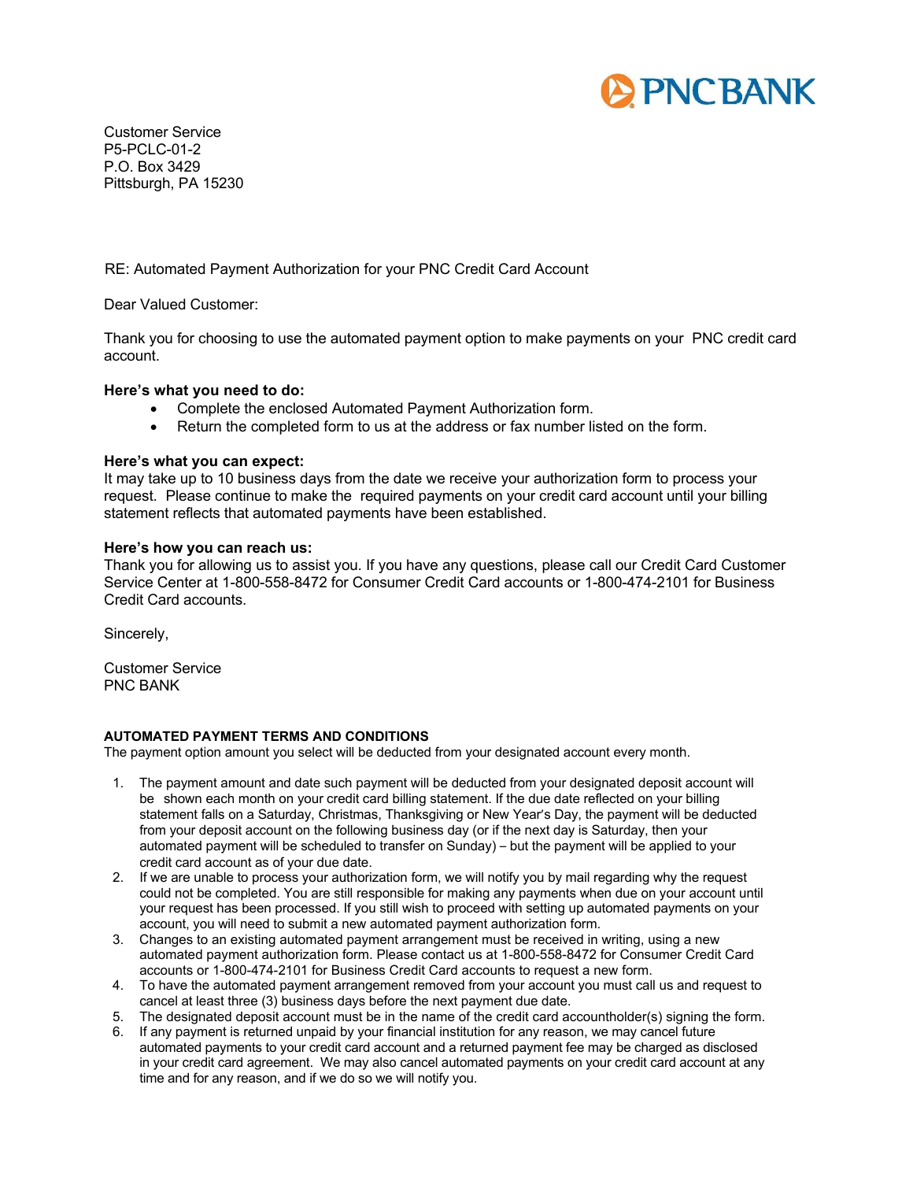PNC BANK

Customer Service
P5-PCLC-01-2
P.O. Box 3429
Pittsburgh, PA 15230

RE: Automated Payment Authorization for your PNC Credit Card Account

Dear Valued Customer:

Thank you for choosing to use the automated payment option to make payments on your PNC credit card account.

**Here's what you need to do:**

- Complete the enclosed Automated Payment Authorization form.
- Return the completed form to us at the address or fax number listed on the form.

**Here's what you can expect:**
It may take up to 10 business days from the date we receive your authorization form to process your request. Please continue to make the required payments on your credit card account until your billing statement reflects that automated payments have been established.

**Here's how you can reach us:**
Thank you for allowing us to assist you. If you have any questions, please call our Credit Card Customer Service Center at 1-800-558-8472 for Consumer Credit Card accounts or 1-800-474-2101 for Business Credit Card accounts.

Sincerely,

Customer Service
PNC BANK

**AUTOMATED PAYMENT TERMS AND CONDITIONS**
The payment option amount you select will be deducted from your designated account every month.

1. The payment amount and date such payment will be deducted from your designated deposit account will be shown each month on your credit card billing statement. If the due date reflected on your billing statement falls on a Saturday, Christmas, Thanksgiving or New Year's Day, the payment will be deducted from your deposit account on the following business day (or if the next day is Saturday, then your automated payment will be scheduled to transfer on Sunday) – but the payment will be applied to your credit card account as of your due date.
2. If we are unable to process your authorization form, we will notify you by mail regarding why the request could not be completed. You are still responsible for making any payments when due on your account until your request has been processed. If you still wish to proceed with setting up automated payments on your account, you will need to submit a new automated payment authorization form.
3. Changes to an existing automated payment arrangement must be received in writing, using a new automated payment authorization form. Please contact us at 1-800-558-8472 for Consumer Credit Card accounts or 1-800-474-2101 for Business Credit Card accounts to request a new form.
4. To have the automated payment arrangement removed from your account you must call us and request to cancel at least three (3) business days before the next payment due date.
5. The designated deposit account must be in the name of the credit card accountholder(s) signing the form.
6. If any payment is returned unpaid by your financial institution for any reason, we may cancel future automated payments to your credit card account and a returned payment fee may be charged as disclosed in your credit card agreement. We may also cancel automated payments on your credit card account at any time and for any reason, and if we do so we will notify you.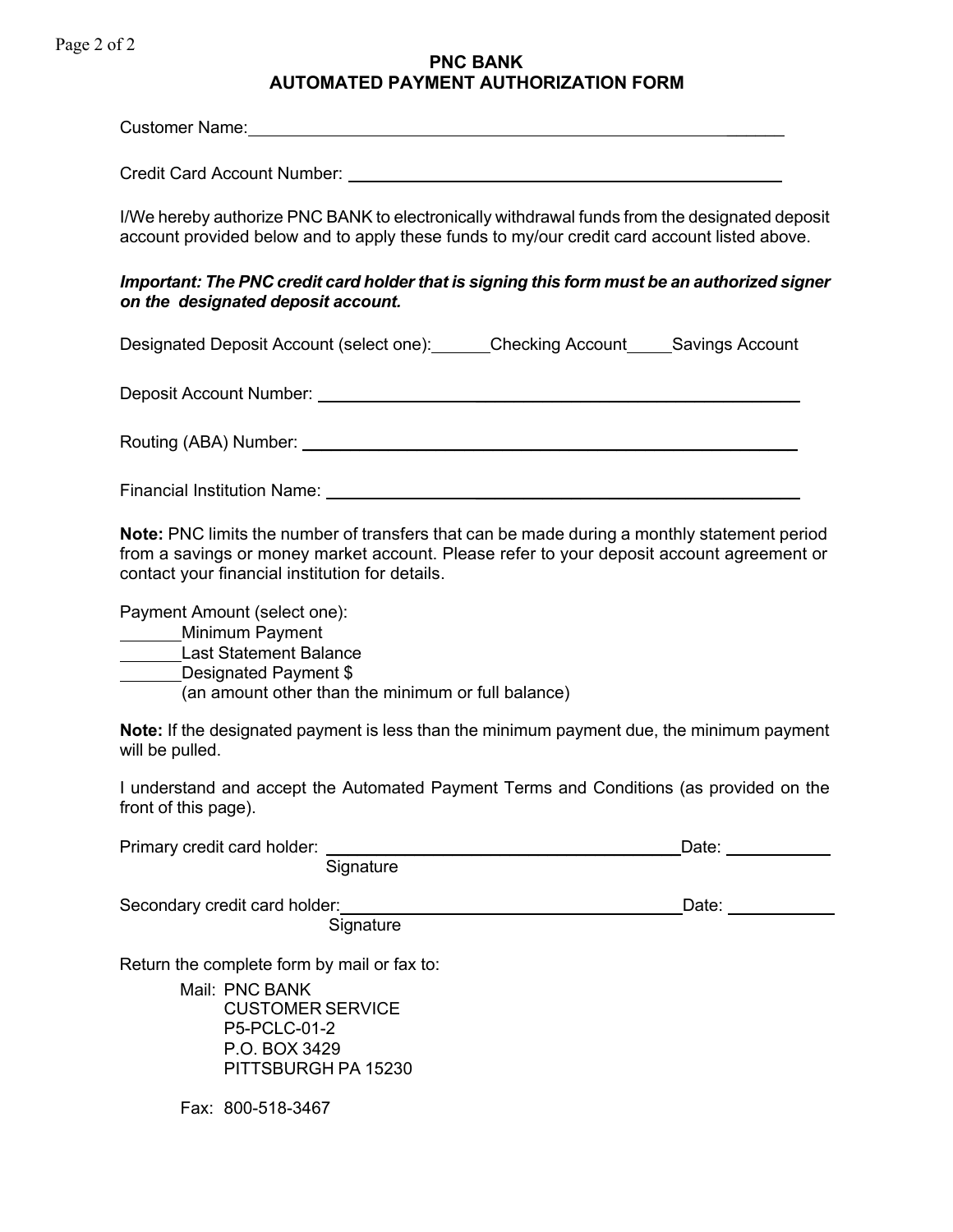# PNC BANK
## AUTOMATED PAYMENT AUTHORIZATION FORM

Customer Name:________________________________________________________

Credit Card Account Number: ______________________________________________

I/We hereby authorize PNC BANK to electronically withdrawal funds from the designated deposit account provided below and to apply these funds to my/our credit card account listed above.

***Important: The PNC credit card holder that is signing this form must be an authorized signer on the designated deposit account.***

Designated Deposit Account (select one):______Checking Account_____Savings Account

Deposit Account Number: ______________________________________________

Routing (ABA) Number: _______________________________________________

Financial Institution Name: ____________________________________________

**Note:** PNC limits the number of transfers that can be made during a monthly statement period from a savings or money market account. Please refer to your deposit account agreement or contact your financial institution for details.

Payment Amount (select one):
_______Minimum Payment
_______Last Statement Balance
_______Designated Payment $
(an amount other than the minimum or full balance)

**Note:** If the designated payment is less than the minimum payment due, the minimum payment will be pulled.

I understand and accept the Automated Payment Terms and Conditions (as provided on the front of this page).

Primary credit card holder: ______________________________________Date: ___________
Signature

Secondary credit card holder:_____________________________________Date: ___________
Signature

Return the complete form by mail or fax to:

Mail: PNC BANK
CUSTOMER SERVICE
P5-PCLC-01-2
P.O. BOX 3429
PITTSBURGH PA 15230

Fax: 800-518-3467